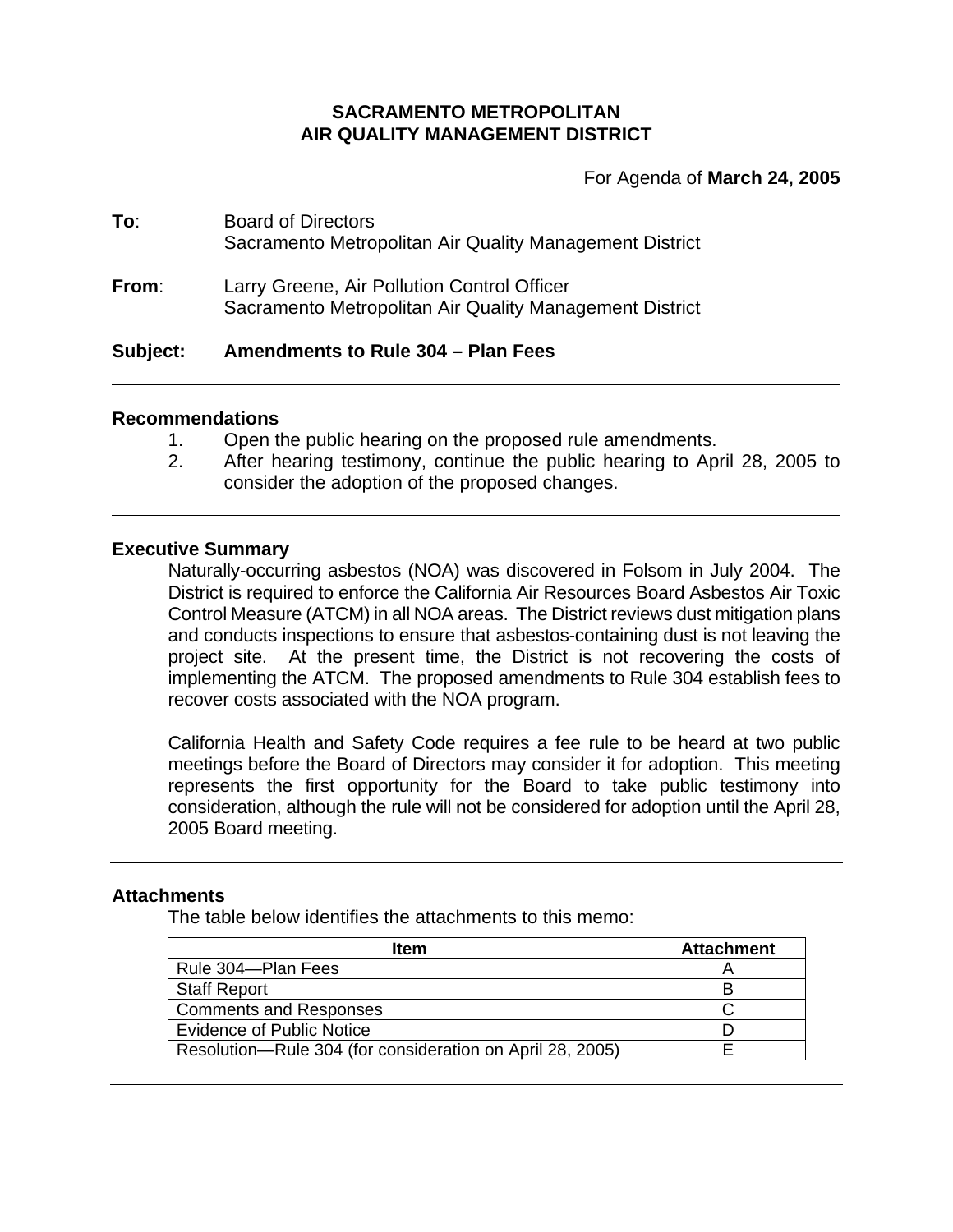**SACRAMENTO METROPOLITAN**
**AIR QUALITY MANAGEMENT DISTRICT**

For Agenda of **March 24, 2005**

**To**: Board of Directors
Sacramento Metropolitan Air Quality Management District

**From**: Larry Greene, Air Pollution Control Officer
Sacramento Metropolitan Air Quality Management District

**Subject: Amendments to Rule 304 – Plan Fees**

---

## Recommendations

1. Open the public hearing on the proposed rule amendments.
2. After hearing testimony, continue the public hearing to April 28, 2005 to consider the adoption of the proposed changes.

---

## Executive Summary

Naturally-occurring asbestos (NOA) was discovered in Folsom in July 2004. The District is required to enforce the California Air Resources Board Asbestos Air Toxic Control Measure (ATCM) in all NOA areas. The District reviews dust mitigation plans and conducts inspections to ensure that asbestos-containing dust is not leaving the project site. At the present time, the District is not recovering the costs of implementing the ATCM. The proposed amendments to Rule 304 establish fees to recover costs associated with the NOA program.

California Health and Safety Code requires a fee rule to be heard at two public meetings before the Board of Directors may consider it for adoption. This meeting represents the first opportunity for the Board to take public testimony into consideration, although the rule will not be considered for adoption until the April 28, 2005 Board meeting.

---

## Attachments

The table below identifies the attachments to this memo:

| Item | Attachment |
|---|---|
| Rule 304—Plan Fees | A |
| Staff Report | B |
| Comments and Responses | C |
| Evidence of Public Notice | D |
| Resolution—Rule 304 (for consideration on April 28, 2005) | E |

---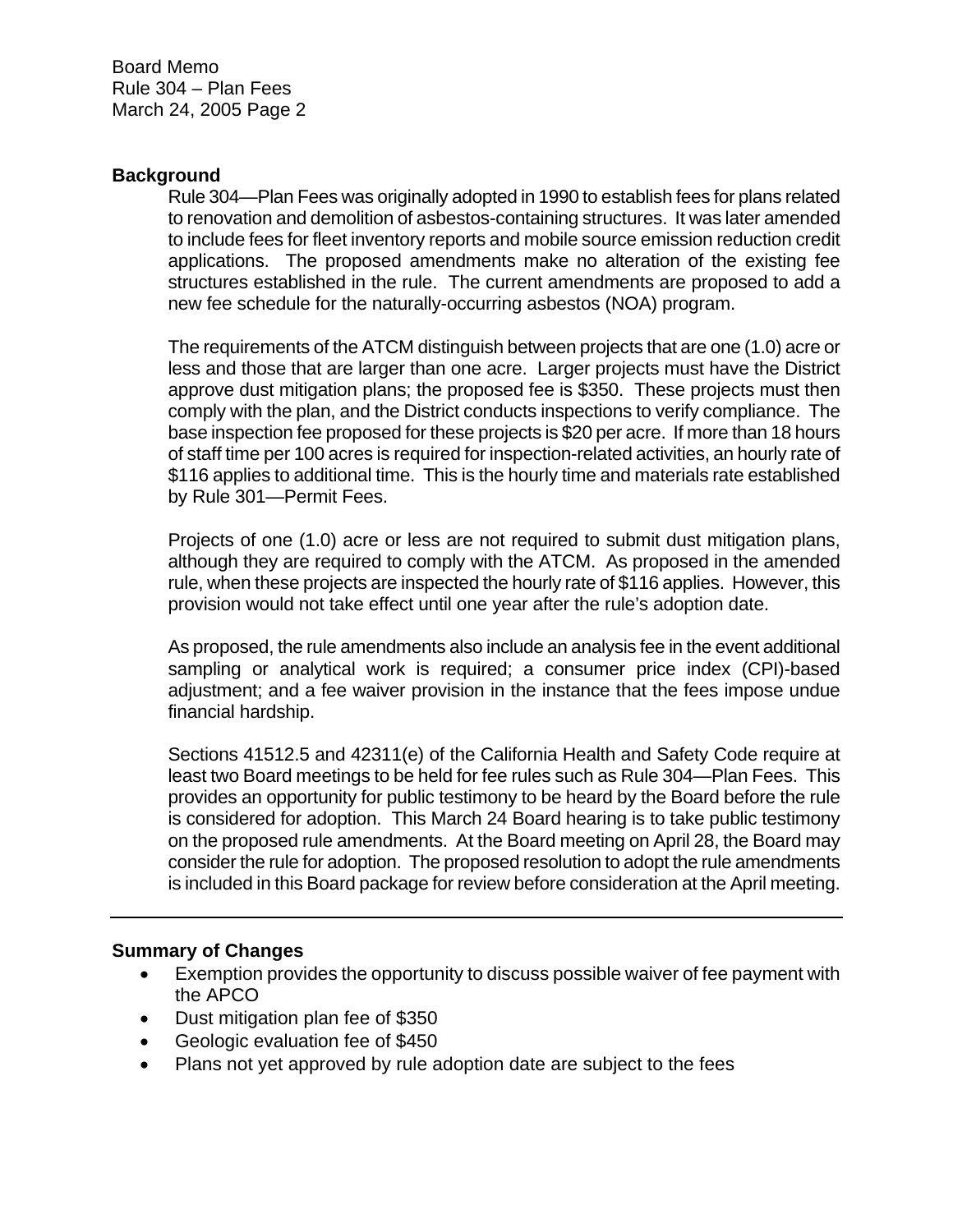## Background

Rule 304—Plan Fees was originally adopted in 1990 to establish fees for plans related to renovation and demolition of asbestos-containing structures. It was later amended to include fees for fleet inventory reports and mobile source emission reduction credit applications. The proposed amendments make no alteration of the existing fee structures established in the rule. The current amendments are proposed to add a new fee schedule for the naturally-occurring asbestos (NOA) program.

The requirements of the ATCM distinguish between projects that are one (1.0) acre or less and those that are larger than one acre. Larger projects must have the District approve dust mitigation plans; the proposed fee is $350. These projects must then comply with the plan, and the District conducts inspections to verify compliance. The base inspection fee proposed for these projects is $20 per acre. If more than 18 hours of staff time per 100 acres is required for inspection-related activities, an hourly rate of $116 applies to additional time. This is the hourly time and materials rate established by Rule 301—Permit Fees.

Projects of one (1.0) acre or less are not required to submit dust mitigation plans, although they are required to comply with the ATCM. As proposed in the amended rule, when these projects are inspected the hourly rate of $116 applies. However, this provision would not take effect until one year after the rule's adoption date.

As proposed, the rule amendments also include an analysis fee in the event additional sampling or analytical work is required; a consumer price index (CPI)-based adjustment; and a fee waiver provision in the instance that the fees impose undue financial hardship.

Sections 41512.5 and 42311(e) of the California Health and Safety Code require at least two Board meetings to be held for fee rules such as Rule 304—Plan Fees. This provides an opportunity for public testimony to be heard by the Board before the rule is considered for adoption. This March 24 Board hearing is to take public testimony on the proposed rule amendments. At the Board meeting on April 28, the Board may consider the rule for adoption. The proposed resolution to adopt the rule amendments is included in this Board package for review before consideration at the April meeting.

---

## Summary of Changes

- Exemption provides the opportunity to discuss possible waiver of fee payment with the APCO
- Dust mitigation plan fee of $350
- Geologic evaluation fee of $450
- Plans not yet approved by rule adoption date are subject to the fees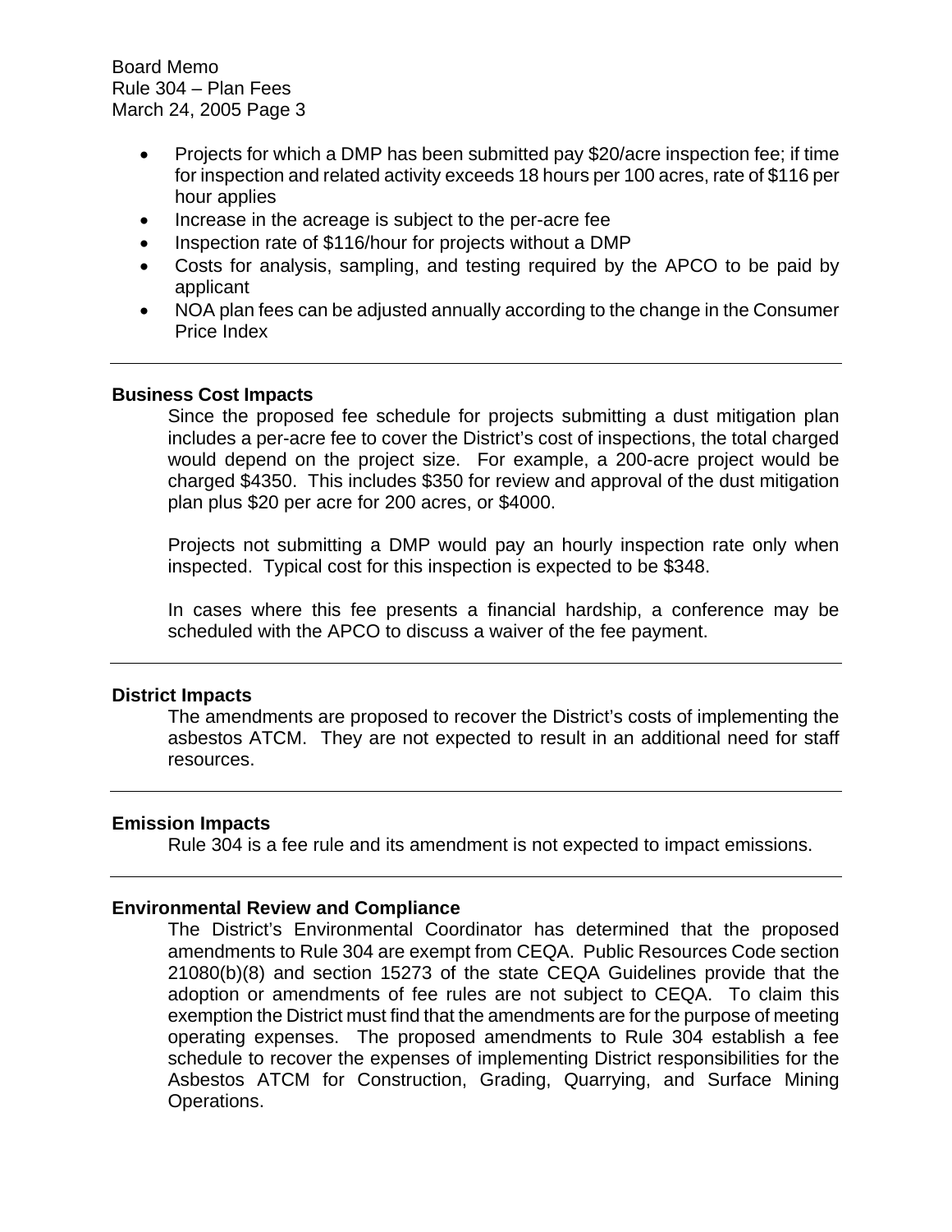- Projects for which a DMP has been submitted pay $20/acre inspection fee; if time for inspection and related activity exceeds 18 hours per 100 acres, rate of $116 per hour applies
- Increase in the acreage is subject to the per-acre fee
- Inspection rate of $116/hour for projects without a DMP
- Costs for analysis, sampling, and testing required by the APCO to be paid by applicant
- NOA plan fees can be adjusted annually according to the change in the Consumer Price Index

---

**Business Cost Impacts**

Since the proposed fee schedule for projects submitting a dust mitigation plan includes a per-acre fee to cover the District's cost of inspections, the total charged would depend on the project size. For example, a 200-acre project would be charged $4350. This includes $350 for review and approval of the dust mitigation plan plus $20 per acre for 200 acres, or $4000.

Projects not submitting a DMP would pay an hourly inspection rate only when inspected. Typical cost for this inspection is expected to be $348.

In cases where this fee presents a financial hardship, a conference may be scheduled with the APCO to discuss a waiver of the fee payment.

---

**District Impacts**

The amendments are proposed to recover the District's costs of implementing the asbestos ATCM. They are not expected to result in an additional need for staff resources.

---

**Emission Impacts**

Rule 304 is a fee rule and its amendment is not expected to impact emissions.

---

**Environmental Review and Compliance**

The District's Environmental Coordinator has determined that the proposed amendments to Rule 304 are exempt from CEQA. Public Resources Code section 21080(b)(8) and section 15273 of the state CEQA Guidelines provide that the adoption or amendments of fee rules are not subject to CEQA. To claim this exemption the District must find that the amendments are for the purpose of meeting operating expenses. The proposed amendments to Rule 304 establish a fee schedule to recover the expenses of implementing District responsibilities for the Asbestos ATCM for Construction, Grading, Quarrying, and Surface Mining Operations.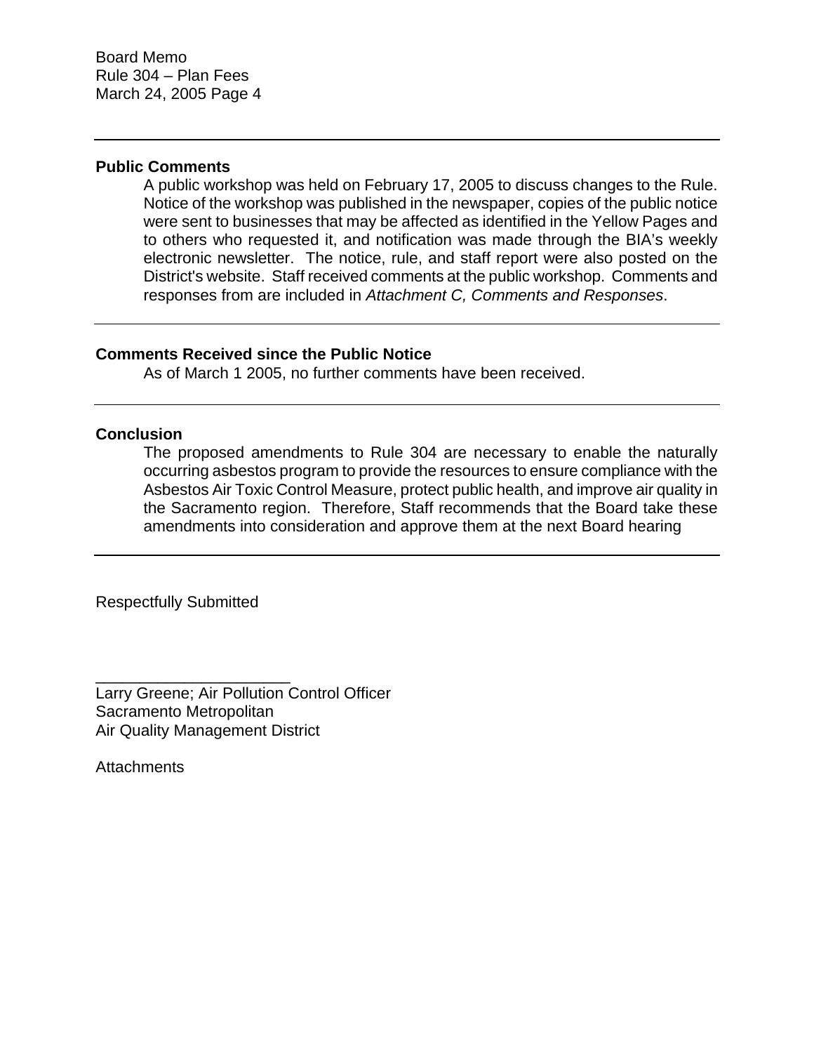## Public Comments

A public workshop was held on February 17, 2005 to discuss changes to the Rule. Notice of the workshop was published in the newspaper, copies of the public notice were sent to businesses that may be affected as identified in the Yellow Pages and to others who requested it, and notification was made through the BIA's weekly electronic newsletter. The notice, rule, and staff report were also posted on the District's website. Staff received comments at the public workshop. Comments and responses from are included in *Attachment C, Comments and Responses*.

## Comments Received since the Public Notice

As of March 1 2005, no further comments have been received.

## Conclusion

The proposed amendments to Rule 304 are necessary to enable the naturally occurring asbestos program to provide the resources to ensure compliance with the Asbestos Air Toxic Control Measure, protect public health, and improve air quality in the Sacramento region. Therefore, Staff recommends that the Board take these amendments into consideration and approve them at the next Board hearing

Respectfully Submitted

_______________________

Larry Greene; Air Pollution Control Officer
Sacramento Metropolitan
Air Quality Management District

Attachments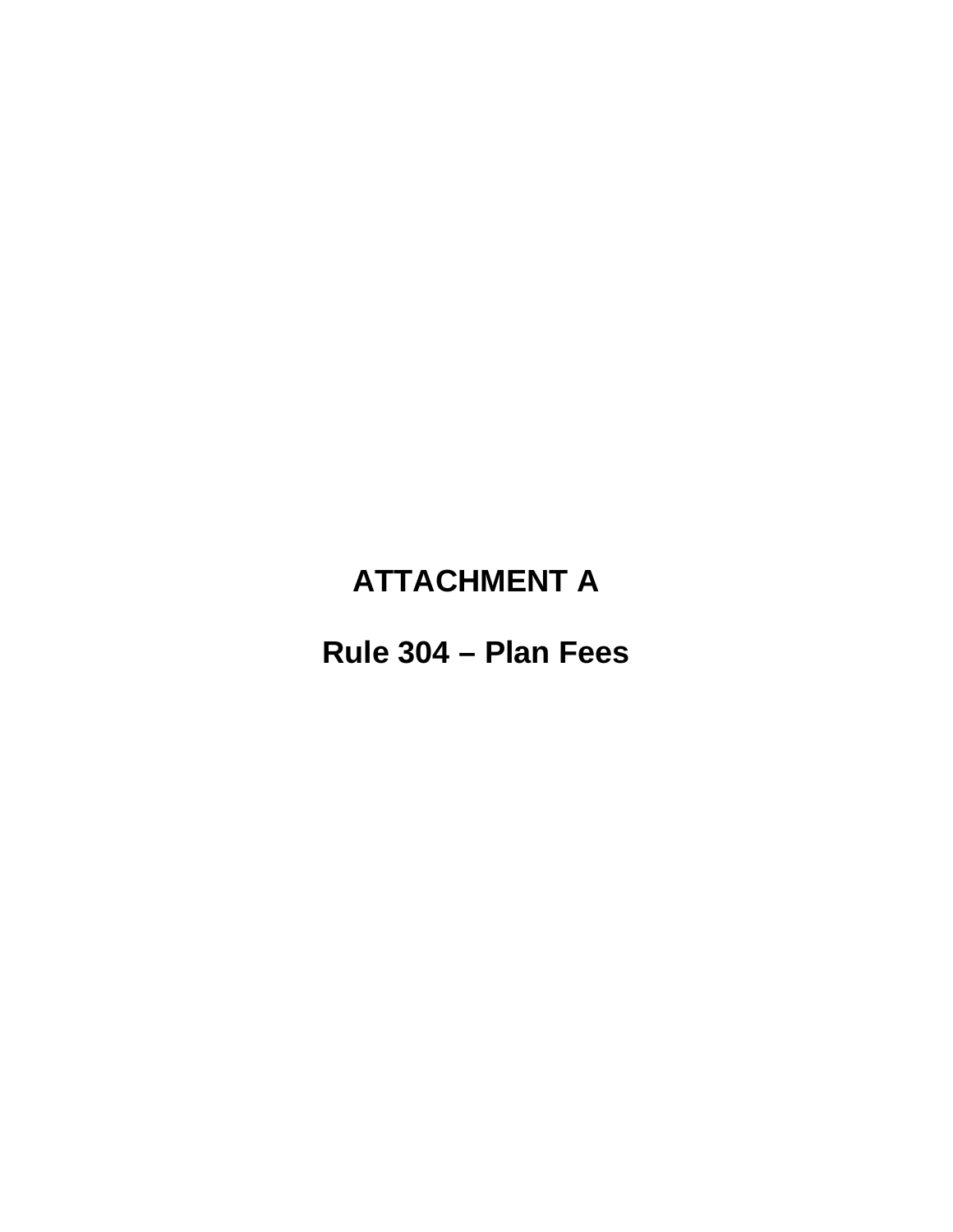# ATTACHMENT A

## Rule 304 – Plan Fees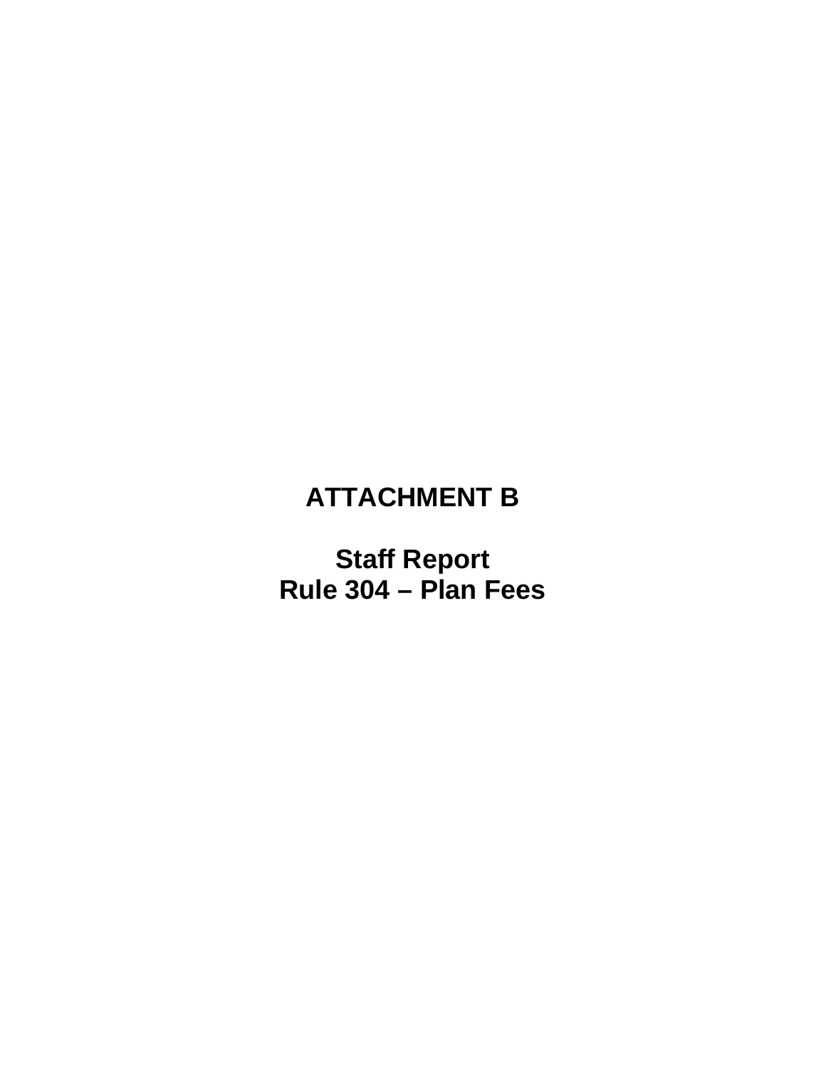# ATTACHMENT B

## Staff Report
## Rule 304 – Plan Fees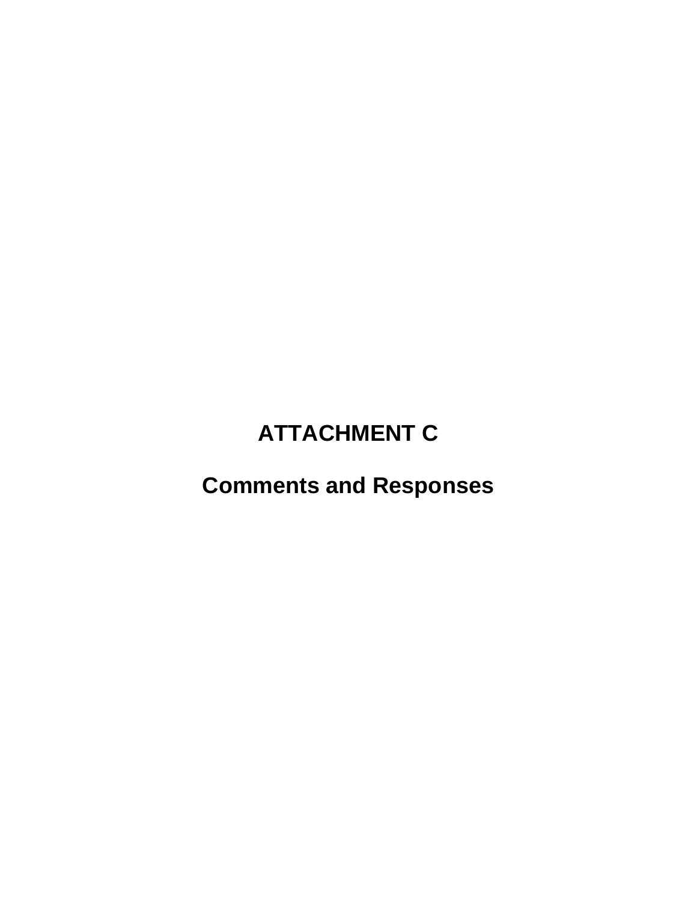# ATTACHMENT C

# Comments and Responses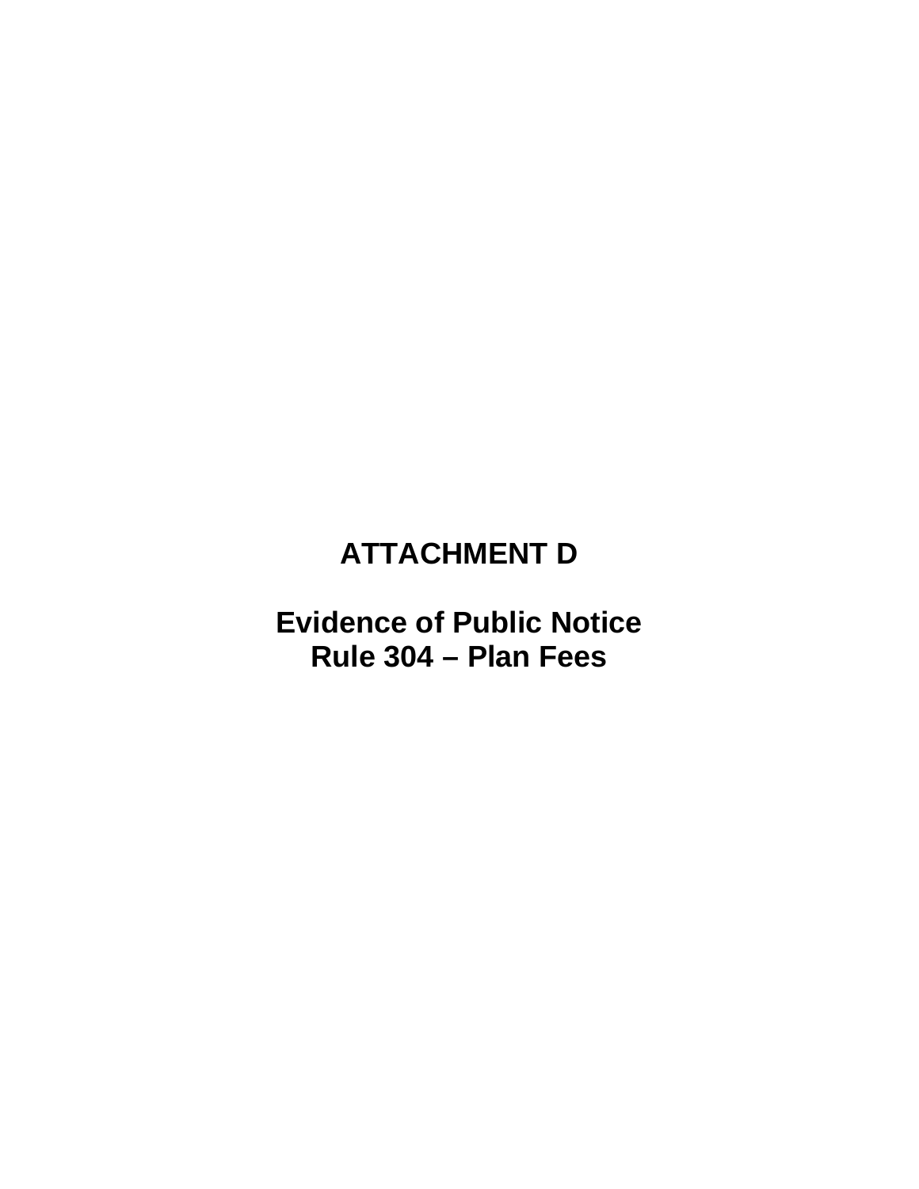# ATTACHMENT D

## Evidence of Public Notice
## Rule 304 – Plan Fees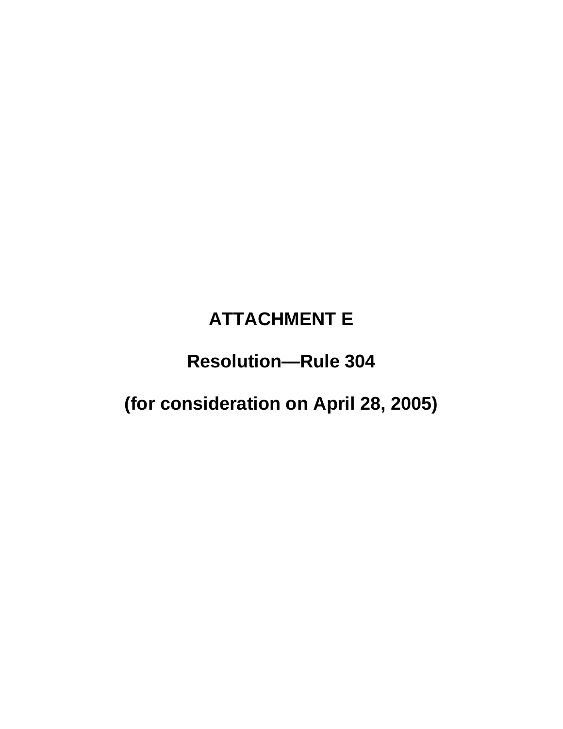# ATTACHMENT E

## Resolution—Rule 304

## (for consideration on April 28, 2005)